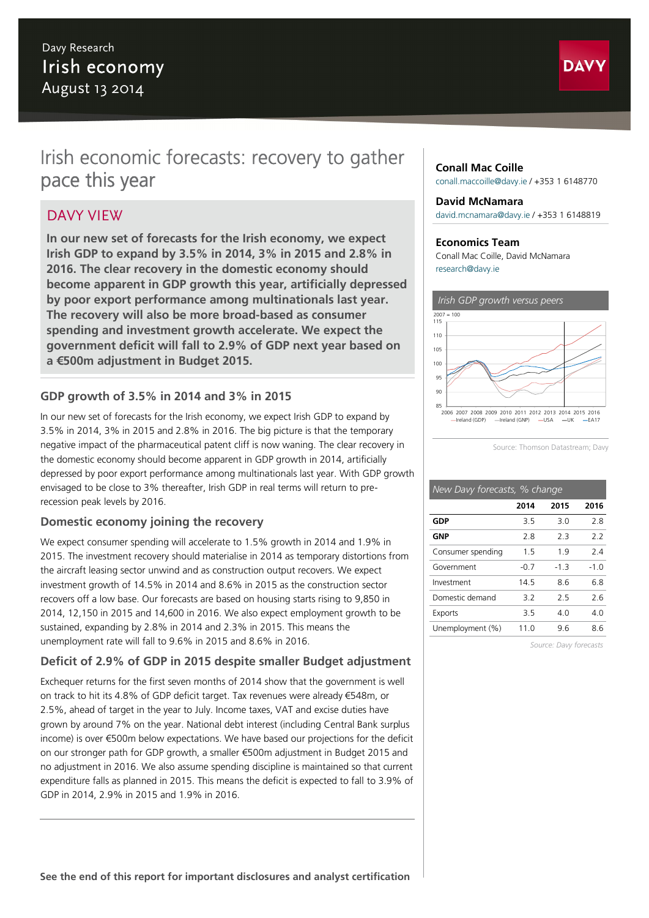Davy Research

Irish economy

August 13 2014

# Irish economic forecasts: recovery to gather pace this year

## DAVY VIEW

**In our new set of forecasts for the Irish economy, we expect Irish GDP to expand by 3.5% in 2014, 3% in 2015 and 2.8% in 2016. The clear recovery in the domestic economy should become apparent in GDP growth this year, artificially depressed by poor export performance among multinationals last year. The recovery will also be more broad-based as consumer spending and investment growth accelerate. We expect the government deficit will fall to 2.9% of GDP next year based on a €500m adjustment in Budget 2015.**

### GDP growth of 3.5% in 2014 and 3% in 2015

In our new set of forecasts for the Irish economy, we expect Irish GDP to expand by 3.5% in 2014, 3% in 2015 and 2.8% in 2016. The big picture is that the temporary negative impact of the pharmaceutical patent cliff is now waning. The clear recovery in the domestic economy should become apparent in GDP growth in 2014, artificially depressed by poor export performance among multinationals last year. With GDP growth envisaged to be close to 3% thereafter, Irish GDP in real terms will return to pre-recession peak levels by 2016.

### Domestic economy joining the recovery

We expect consumer spending will accelerate to 1.5% growth in 2014 and 1.9% in 2015. The investment recovery should materialise in 2014 as temporary distortions from the aircraft leasing sector unwind and as construction output recovers. We expect investment growth of 14.5% in 2014 and 8.6% in 2015 as the construction sector recovers off a low base. Our forecasts are based on housing starts rising to 9,850 in 2014, 12,150 in 2015 and 14,600 in 2016. We also expect employment growth to be sustained, expanding by 2.8% in 2014 and 2.3% in 2015. This means the unemployment rate will fall to 9.6% in 2015 and 8.6% in 2016.

### Deficit of 2.9% of GDP in 2015 despite smaller Budget adjustment

Exchequer returns for the first seven months of 2014 show that the government is well on track to hit its 4.8% of GDP deficit target. Tax revenues were already €548m, or 2.5%, ahead of target in the year to July. Income taxes, VAT and excise duties have grown by around 7% on the year. National debt interest (including Central Bank surplus income) is over €500m below expectations. We have based our projections for the deficit on our stronger path for GDP growth, a smaller €500m adjustment in Budget 2015 and no adjustment in 2016. We also assume spending discipline is maintained so that current expenditure falls as planned in 2015. This means the deficit is expected to fall to 3.9% of GDP in 2014, 2.9% in 2015 and 1.9% in 2016.

**Conall Mac Coille**
conall.maccoille@davy.ie / +353 1 6148770

**David McNamara**
david.mcnamara@davy.ie / +353 1 6148819

**Economics Team**
Conall Mac Coille, David McNamara
research@davy.ie

*Irish GDP growth versus peers*

Source: Thomson Datastream; Davy

*New Davy forecasts, % change*

| | 2014 | 2015 | 2016 |
|---|---|---|---|
| **GDP** | 3.5 | 3.0 | 2.8 |
| **GNP** | 2.8 | 2.3 | 2.2 |
| Consumer spending | 1.5 | 1.9 | 2.4 |
| Government | -0.7 | -1.3 | -1.0 |
| Investment | 14.5 | 8.6 | 6.8 |
| Domestic demand | 3.2 | 2.5 | 2.6 |
| Exports | 3.5 | 4.0 | 4.0 |
| Unemployment (%) | 11.0 | 9.6 | 8.6 |

*Source: Davy forecasts*

**See the end of this report for important disclosures and analyst certification**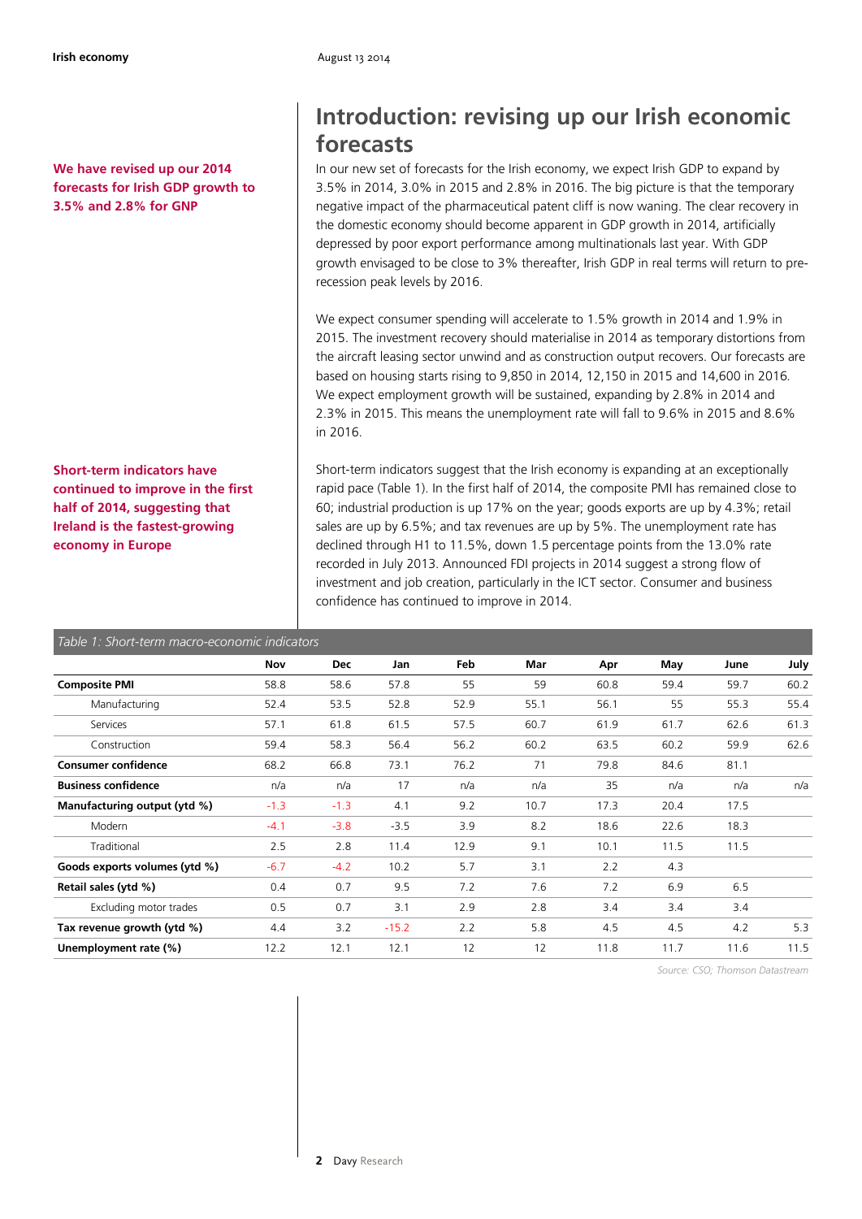# Introduction: revising up our Irish economic forecasts

**We have revised up our 2014 forecasts for Irish GDP growth to 3.5% and 2.8% for GNP**

In our new set of forecasts for the Irish economy, we expect Irish GDP to expand by 3.5% in 2014, 3.0% in 2015 and 2.8% in 2016. The big picture is that the temporary negative impact of the pharmaceutical patent cliff is now waning. The clear recovery in the domestic economy should become apparent in GDP growth in 2014, artificially depressed by poor export performance among multinationals last year. With GDP growth envisaged to be close to 3% thereafter, Irish GDP in real terms will return to pre-recession peak levels by 2016.

We expect consumer spending will accelerate to 1.5% growth in 2014 and 1.9% in 2015. The investment recovery should materialise in 2014 as temporary distortions from the aircraft leasing sector unwind and as construction output recovers. Our forecasts are based on housing starts rising to 9,850 in 2014, 12,150 in 2015 and 14,600 in 2016. We expect employment growth will be sustained, expanding by 2.8% in 2014 and 2.3% in 2015. This means the unemployment rate will fall to 9.6% in 2015 and 8.6% in 2016.

**Short-term indicators have continued to improve in the first half of 2014, suggesting that Ireland is the fastest-growing economy in Europe**

Short-term indicators suggest that the Irish economy is expanding at an exceptionally rapid pace (Table 1). In the first half of 2014, the composite PMI has remained close to 60; industrial production is up 17% on the year; goods exports are up by 4.3%; retail sales are up by 6.5%; and tax revenues are up by 5%. The unemployment rate has declined through H1 to 11.5%, down 1.5 percentage points from the 13.0% rate recorded in July 2013. Announced FDI projects in 2014 suggest a strong flow of investment and job creation, particularly in the ICT sector. Consumer and business confidence has continued to improve in 2014.

*Table 1: Short-term macro-economic indicators*

| | Nov | Dec | Jan | Feb | Mar | Apr | May | June | July |
|---|---|---|---|---|---|---|---|---|---|
| **Composite PMI** | 58.8 | 58.6 | 57.8 | 55 | 59 | 60.8 | 59.4 | 59.7 | 60.2 |
| Manufacturing | 52.4 | 53.5 | 52.8 | 52.9 | 55.1 | 56.1 | 55 | 55.3 | 55.4 |
| Services | 57.1 | 61.8 | 61.5 | 57.5 | 60.7 | 61.9 | 61.7 | 62.6 | 61.3 |
| Construction | 59.4 | 58.3 | 56.4 | 56.2 | 60.2 | 63.5 | 60.2 | 59.9 | 62.6 |
| **Consumer confidence** | 68.2 | 66.8 | 73.1 | 76.2 | 71 | 79.8 | 84.6 | 81.1 | |
| **Business confidence** | n/a | n/a | 17 | n/a | n/a | 35 | n/a | n/a | n/a |
| **Manufacturing output (ytd %)** | -1.3 | -1.3 | 4.1 | 9.2 | 10.7 | 17.3 | 20.4 | 17.5 | |
| Modern | -4.1 | -3.8 | -3.5 | 3.9 | 8.2 | 18.6 | 22.6 | 18.3 | |
| Traditional | 2.5 | 2.8 | 11.4 | 12.9 | 9.1 | 10.1 | 11.5 | 11.5 | |
| **Goods exports volumes (ytd %)** | -6.7 | -4.2 | 10.2 | 5.7 | 3.1 | 2.2 | 4.3 | | |
| **Retail sales (ytd %)** | 0.4 | 0.7 | 9.5 | 7.2 | 7.6 | 7.2 | 6.9 | 6.5 | |
| Excluding motor trades | 0.5 | 0.7 | 3.1 | 2.9 | 2.8 | 3.4 | 3.4 | 3.4 | |
| **Tax revenue growth (ytd %)** | 4.4 | 3.2 | -15.2 | 2.2 | 5.8 | 4.5 | 4.5 | 4.2 | 5.3 |
| **Unemployment rate (%)** | 12.2 | 12.1 | 12.1 | 12 | 12 | 11.8 | 11.7 | 11.6 | 11.5 |

*Source: CSO; Thomson Datastream*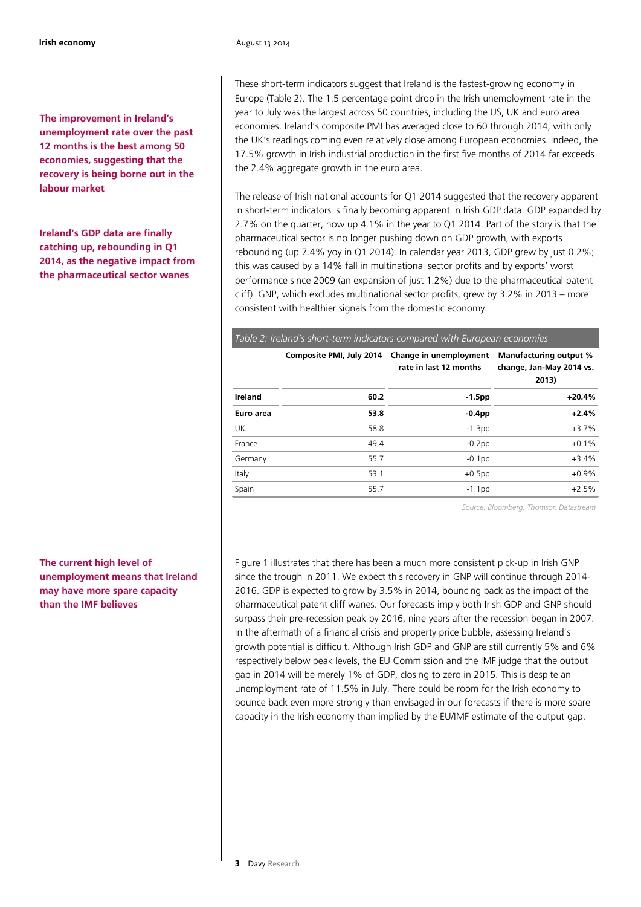**The improvement in Ireland's unemployment rate over the past 12 months is the best among 50 economies, suggesting that the recovery is being borne out in the labour market**

These short-term indicators suggest that Ireland is the fastest-growing economy in Europe (Table 2). The 1.5 percentage point drop in the Irish unemployment rate in the year to July was the largest across 50 countries, including the US, UK and euro area economies. Ireland's composite PMI has averaged close to 60 through 2014, with only the UK's readings coming even relatively close among European economies. Indeed, the 17.5% growth in Irish industrial production in the first five months of 2014 far exceeds the 2.4% aggregate growth in the euro area.

**Ireland's GDP data are finally catching up, rebounding in Q1 2014, as the negative impact from the pharmaceutical sector wanes**

The release of Irish national accounts for Q1 2014 suggested that the recovery apparent in short-term indicators is finally becoming apparent in Irish GDP data. GDP expanded by 2.7% on the quarter, now up 4.1% in the year to Q1 2014. Part of the story is that the pharmaceutical sector is no longer pushing down on GDP growth, with exports rebounding (up 7.4% yoy in Q1 2014). In calendar year 2013, GDP grew by just 0.2%; this was caused by a 14% fall in multinational sector profits and by exports' worst performance since 2009 (an expansion of just 1.2%) due to the pharmaceutical patent cliff). GNP, which excludes multinational sector profits, grew by 3.2% in 2013 – more consistent with healthier signals from the domestic economy.

*Table 2: Ireland's short-term indicators compared with European economies*

| | Composite PMI, July 2014 | Change in unemployment rate in last 12 months | Manufacturing output % change, Jan-May 2014 vs. 2013) |
|---|---|---|---|
| **Ireland** | **60.2** | **-1.5pp** | **+20.4%** |
| **Euro area** | **53.8** | **-0.4pp** | **+2.4%** |
| UK | 58.8 | -1.3pp | +3.7% |
| France | 49.4 | -0.2pp | +0.1% |
| Germany | 55.7 | -0.1pp | +3.4% |
| Italy | 53.1 | +0.5pp | +0.9% |
| Spain | 55.7 | -1.1pp | +2.5% |

*Source: Bloomberg; Thomson Datastream*

**The current high level of unemployment means that Ireland may have more spare capacity than the IMF believes**

Figure 1 illustrates that there has been a much more consistent pick-up in Irish GNP since the trough in 2011. We expect this recovery in GNP will continue through 2014-2016. GDP is expected to grow by 3.5% in 2014, bouncing back as the impact of the pharmaceutical patent cliff wanes. Our forecasts imply both Irish GDP and GNP should surpass their pre-recession peak by 2016, nine years after the recession began in 2007. In the aftermath of a financial crisis and property price bubble, assessing Ireland's growth potential is difficult. Although Irish GDP and GNP are still currently 5% and 6% respectively below peak levels, the EU Commission and the IMF judge that the output gap in 2014 will be merely 1% of GDP, closing to zero in 2015. This is despite an unemployment rate of 11.5% in July. There could be room for the Irish economy to bounce back even more strongly than envisaged in our forecasts if there is more spare capacity in the Irish economy than implied by the EU/IMF estimate of the output gap.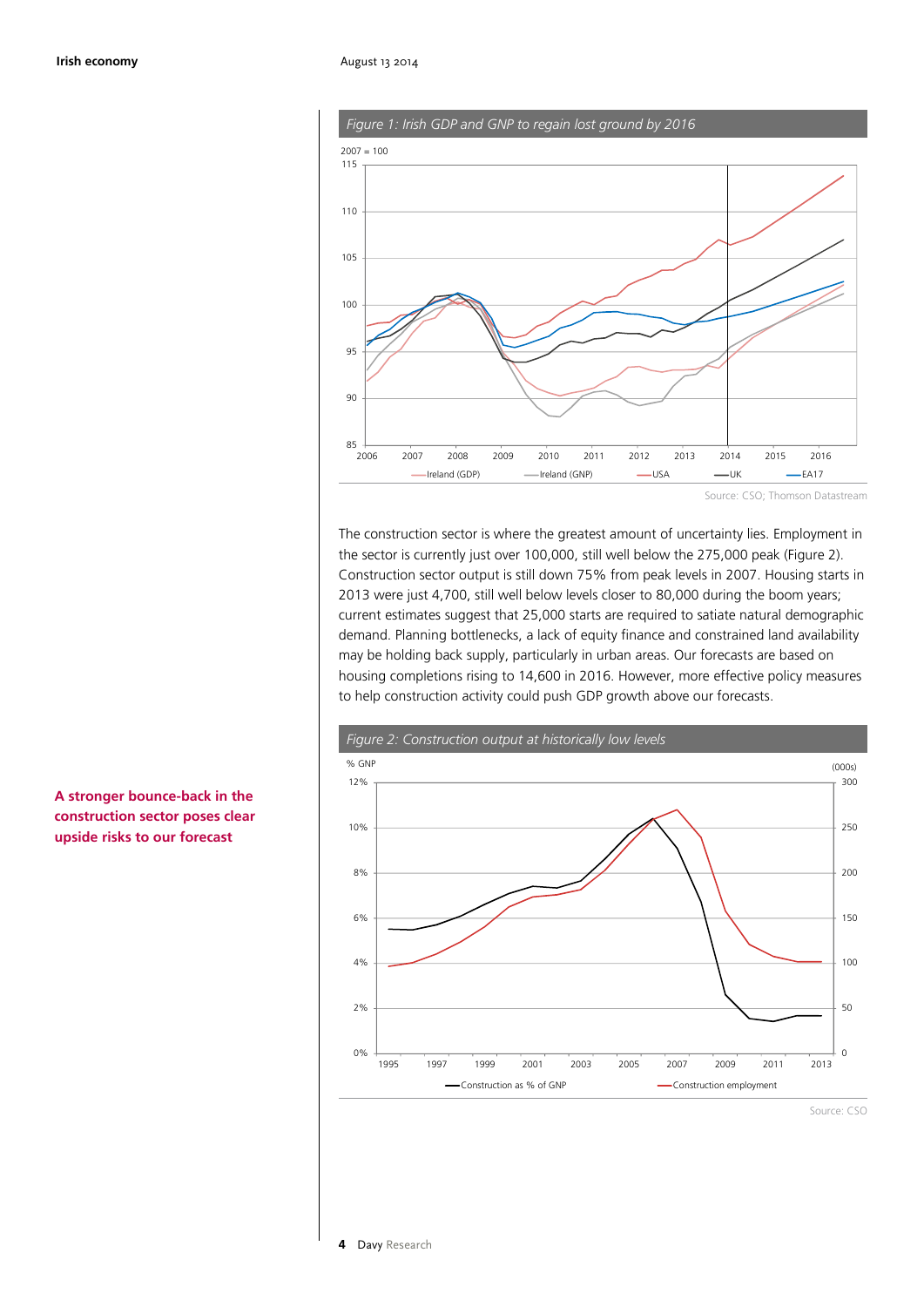*Figure 1: Irish GDP and GNP to regain lost ground by 2016*

Source: CSO; Thomson Datastream

The construction sector is where the greatest amount of uncertainty lies. Employment in the sector is currently just over 100,000, still well below the 275,000 peak (Figure 2). Construction sector output is still down 75% from peak levels in 2007. Housing starts in 2013 were just 4,700, still well below levels closer to 80,000 during the boom years; current estimates suggest that 25,000 starts are required to satiate natural demographic demand. Planning bottlenecks, a lack of equity finance and constrained land availability may be holding back supply, particularly in urban areas. Our forecasts are based on housing completions rising to 14,600 in 2016. However, more effective policy measures to help construction activity could push GDP growth above our forecasts.

**A stronger bounce-back in the construction sector poses clear upside risks to our forecast**

*Figure 2: Construction output at historically low levels*

Source: CSO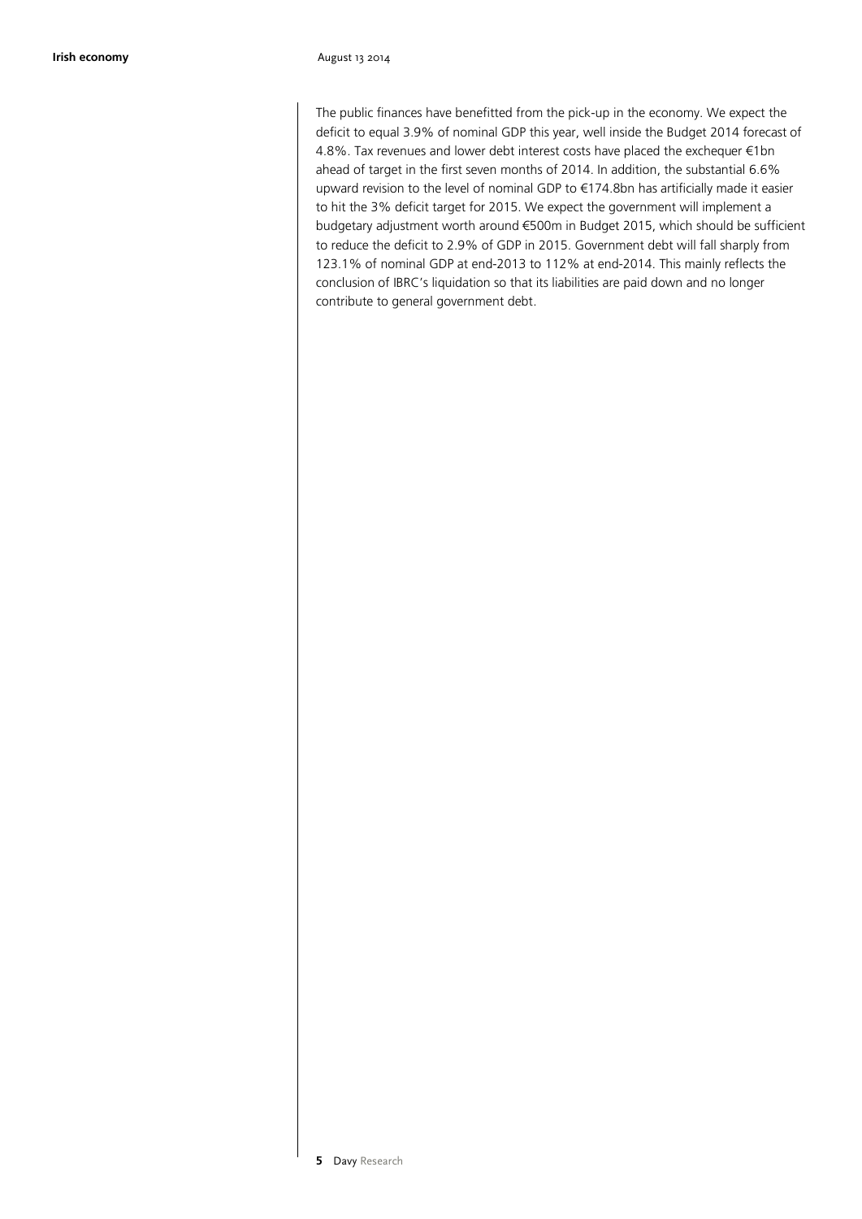The public finances have benefitted from the pick-up in the economy. We expect the deficit to equal 3.9% of nominal GDP this year, well inside the Budget 2014 forecast of 4.8%. Tax revenues and lower debt interest costs have placed the exchequer €1bn ahead of target in the first seven months of 2014. In addition, the substantial 6.6% upward revision to the level of nominal GDP to €174.8bn has artificially made it easier to hit the 3% deficit target for 2015. We expect the government will implement a budgetary adjustment worth around €500m in Budget 2015, which should be sufficient to reduce the deficit to 2.9% of GDP in 2015. Government debt will fall sharply from 123.1% of nominal GDP at end-2013 to 112% at end-2014. This mainly reflects the conclusion of IBRC's liquidation so that its liabilities are paid down and no longer contribute to general government debt.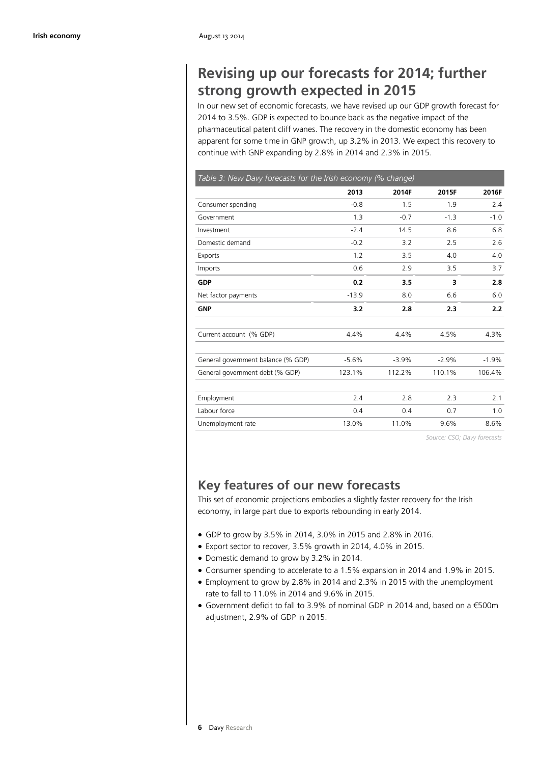## Revising up our forecasts for 2014; further strong growth expected in 2015

In our new set of economic forecasts, we have revised up our GDP growth forecast for 2014 to 3.5%. GDP is expected to bounce back as the negative impact of the pharmaceutical patent cliff wanes. The recovery in the domestic economy has been apparent for some time in GNP growth, up 3.2% in 2013. We expect this recovery to continue with GNP expanding by 2.8% in 2014 and 2.3% in 2015.

*Table 3: New Davy forecasts for the Irish economy (% change)*

| | 2013 | 2014F | 2015F | 2016F |
|---|---|---|---|---|
| Consumer spending | -0.8 | 1.5 | 1.9 | 2.4 |
| Government | 1.3 | -0.7 | -1.3 | -1.0 |
| Investment | -2.4 | 14.5 | 8.6 | 6.8 |
| Domestic demand | -0.2 | 3.2 | 2.5 | 2.6 |
| Exports | 1.2 | 3.5 | 4.0 | 4.0 |
| Imports | 0.6 | 2.9 | 3.5 | 3.7 |
| **GDP** | **0.2** | **3.5** | **3** | **2.8** |
| Net factor payments | -13.9 | 8.0 | 6.6 | 6.0 |
| **GNP** | **3.2** | **2.8** | **2.3** | **2.2** |
| | | | | |
| Current account (% GDP) | 4.4% | 4.4% | 4.5% | 4.3% |
| | | | | |
| General government balance (% GDP) | -5.6% | -3.9% | -2.9% | -1.9% |
| General government debt (% GDP) | 123.1% | 112.2% | 110.1% | 106.4% |
| | | | | |
| Employment | 2.4 | 2.8 | 2.3 | 2.1 |
| Labour force | 0.4 | 0.4 | 0.7 | 1.0 |
| Unemployment rate | 13.0% | 11.0% | 9.6% | 8.6% |

*Source: CSO; Davy forecasts*

## Key features of our new forecasts

This set of economic projections embodies a slightly faster recovery for the Irish economy, in large part due to exports rebounding in early 2014.

- GDP to grow by 3.5% in 2014, 3.0% in 2015 and 2.8% in 2016.
- Export sector to recover, 3.5% growth in 2014, 4.0% in 2015.
- Domestic demand to grow by 3.2% in 2014.
- Consumer spending to accelerate to a 1.5% expansion in 2014 and 1.9% in 2015.
- Employment to grow by 2.8% in 2014 and 2.3% in 2015 with the unemployment rate to fall to 11.0% in 2014 and 9.6% in 2015.
- Government deficit to fall to 3.9% of nominal GDP in 2014 and, based on a €500m adjustment, 2.9% of GDP in 2015.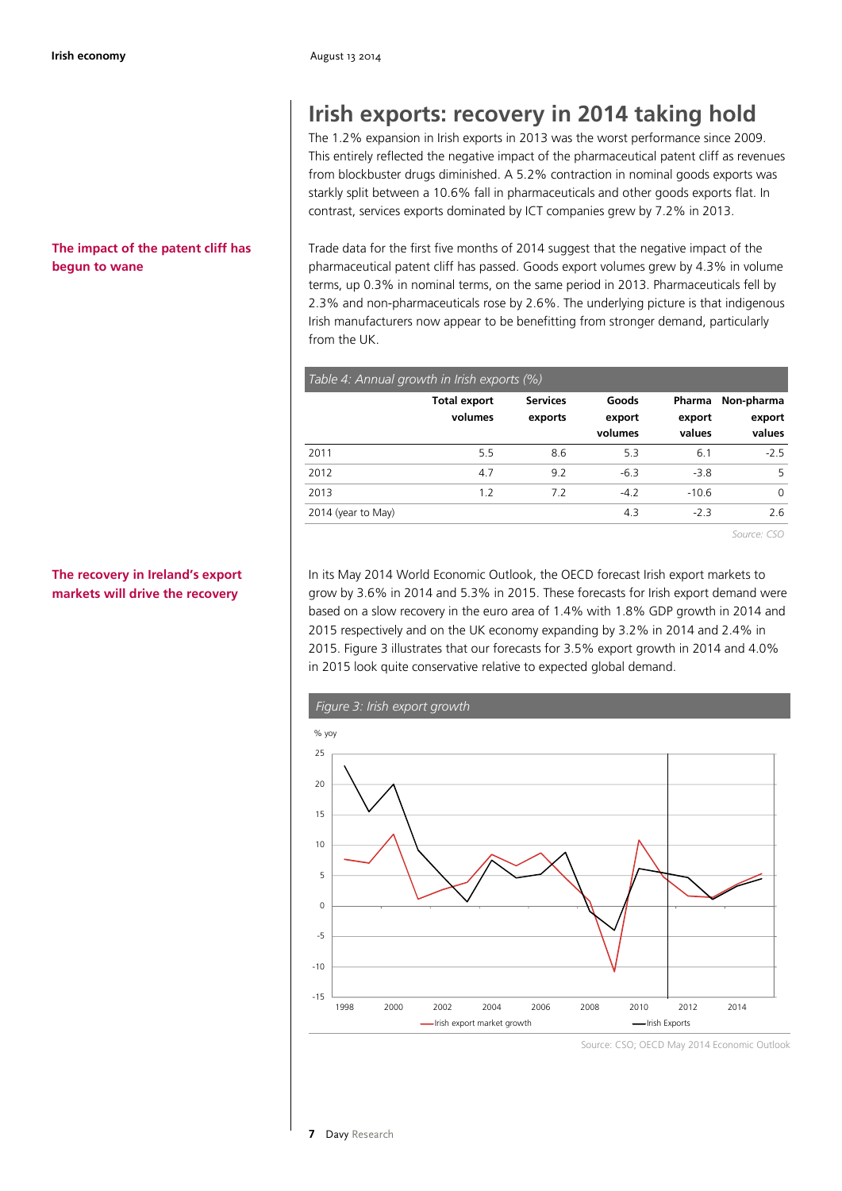# Irish exports: recovery in 2014 taking hold

**The impact of the patent cliff has begun to wane**

The 1.2% expansion in Irish exports in 2013 was the worst performance since 2009. This entirely reflected the negative impact of the pharmaceutical patent cliff as revenues from blockbuster drugs diminished. A 5.2% contraction in nominal goods exports was starkly split between a 10.6% fall in pharmaceuticals and other goods exports flat. In contrast, services exports dominated by ICT companies grew by 7.2% in 2013.

Trade data for the first five months of 2014 suggest that the negative impact of the pharmaceutical patent cliff has passed. Goods export volumes grew by 4.3% in volume terms, up 0.3% in nominal terms, on the same period in 2013. Pharmaceuticals fell by 2.3% and non-pharmaceuticals rose by 2.6%. The underlying picture is that indigenous Irish manufacturers now appear to be benefitting from stronger demand, particularly from the UK.

*Table 4: Annual growth in Irish exports (%)*

| | Total export volumes | Services exports | Goods export volumes | Pharma export values | Non-pharma export values |
|---|---|---|---|---|---|
| 2011 | 5.5 | 8.6 | 5.3 | 6.1 | -2.5 |
| 2012 | 4.7 | 9.2 | -6.3 | -3.8 | 5 |
| 2013 | 1.2 | 7.2 | -4.2 | -10.6 | 0 |
| 2014 (year to May) | | | 4.3 | -2.3 | 2.6 |

Source: CSO

**The recovery in Ireland's export markets will drive the recovery**

In its May 2014 World Economic Outlook, the OECD forecast Irish export markets to grow by 3.6% in 2014 and 5.3% in 2015. These forecasts for Irish export demand were based on a slow recovery in the euro area of 1.4% with 1.8% GDP growth in 2014 and 2015 respectively and on the UK economy expanding by 3.2% in 2014 and 2.4% in 2015. Figure 3 illustrates that our forecasts for 3.5% export growth in 2014 and 4.0% in 2015 look quite conservative relative to expected global demand.

*Figure 3: Irish export growth*

Source: CSO; OECD May 2014 Economic Outlook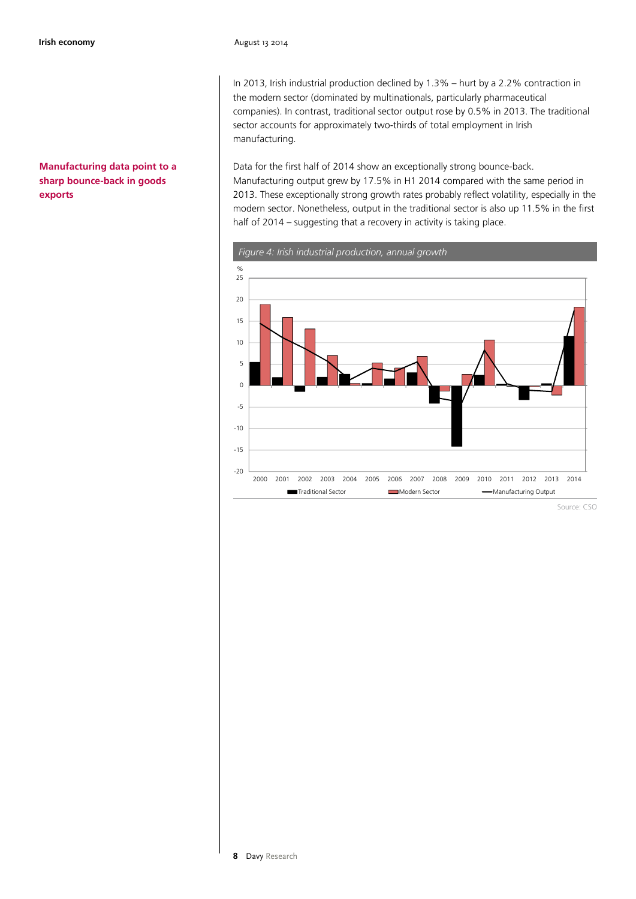**Manufacturing data point to a sharp bounce-back in goods exports**

In 2013, Irish industrial production declined by 1.3% – hurt by a 2.2% contraction in the modern sector (dominated by multinationals, particularly pharmaceutical companies). In contrast, traditional sector output rose by 0.5% in 2013. The traditional sector accounts for approximately two-thirds of total employment in Irish manufacturing.

Data for the first half of 2014 show an exceptionally strong bounce-back. Manufacturing output grew by 17.5% in H1 2014 compared with the same period in 2013. These exceptionally strong growth rates probably reflect volatility, especially in the modern sector. Nonetheless, output in the traditional sector is also up 11.5% in the first half of 2014 – suggesting that a recovery in activity is taking place.

*Figure 4: Irish industrial production, annual growth*

Source: CSO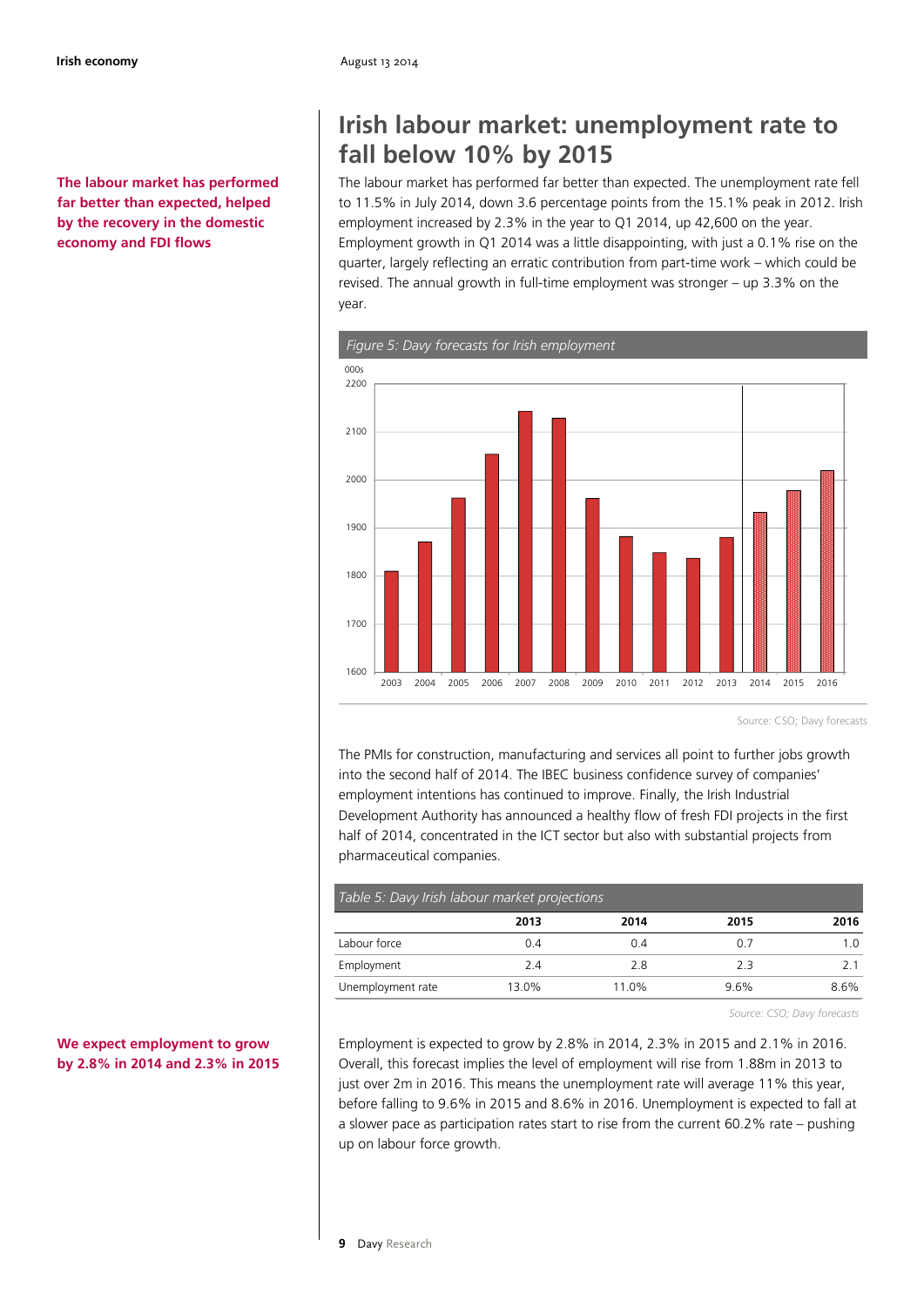**The labour market has performed far better than expected, helped by the recovery in the domestic economy and FDI flows**

# Irish labour market: unemployment rate to fall below 10% by 2015

The labour market has performed far better than expected. The unemployment rate fell to 11.5% in July 2014, down 3.6 percentage points from the 15.1% peak in 2012. Irish employment increased by 2.3% in the year to Q1 2014, up 42,600 on the year. Employment growth in Q1 2014 was a little disappointing, with just a 0.1% rise on the quarter, largely reflecting an erratic contribution from part-time work – which could be revised. The annual growth in full-time employment was stronger – up 3.3% on the year.

*Figure 5: Davy forecasts for Irish employment*

Source: CSO; Davy forecasts

The PMIs for construction, manufacturing and services all point to further jobs growth into the second half of 2014. The IBEC business confidence survey of companies' employment intentions has continued to improve. Finally, the Irish Industrial Development Authority has announced a healthy flow of fresh FDI projects in the first half of 2014, concentrated in the ICT sector but also with substantial projects from pharmaceutical companies.

*Table 5: Davy Irish labour market projections*

| | 2013 | 2014 | 2015 | 2016 |
|---|---|---|---|---|
| Labour force | 0.4 | 0.4 | 0.7 | 1.0 |
| Employment | 2.4 | 2.8 | 2.3 | 2.1 |
| Unemployment rate | 13.0% | 11.0% | 9.6% | 8.6% |

*Source: CSO; Davy forecasts*

**We expect employment to grow by 2.8% in 2014 and 2.3% in 2015**

Employment is expected to grow by 2.8% in 2014, 2.3% in 2015 and 2.1% in 2016. Overall, this forecast implies the level of employment will rise from 1.88m in 2013 to just over 2m in 2016. This means the unemployment rate will average 11% this year, before falling to 9.6% in 2015 and 8.6% in 2016. Unemployment is expected to fall at a slower pace as participation rates start to rise from the current 60.2% rate – pushing up on labour force growth.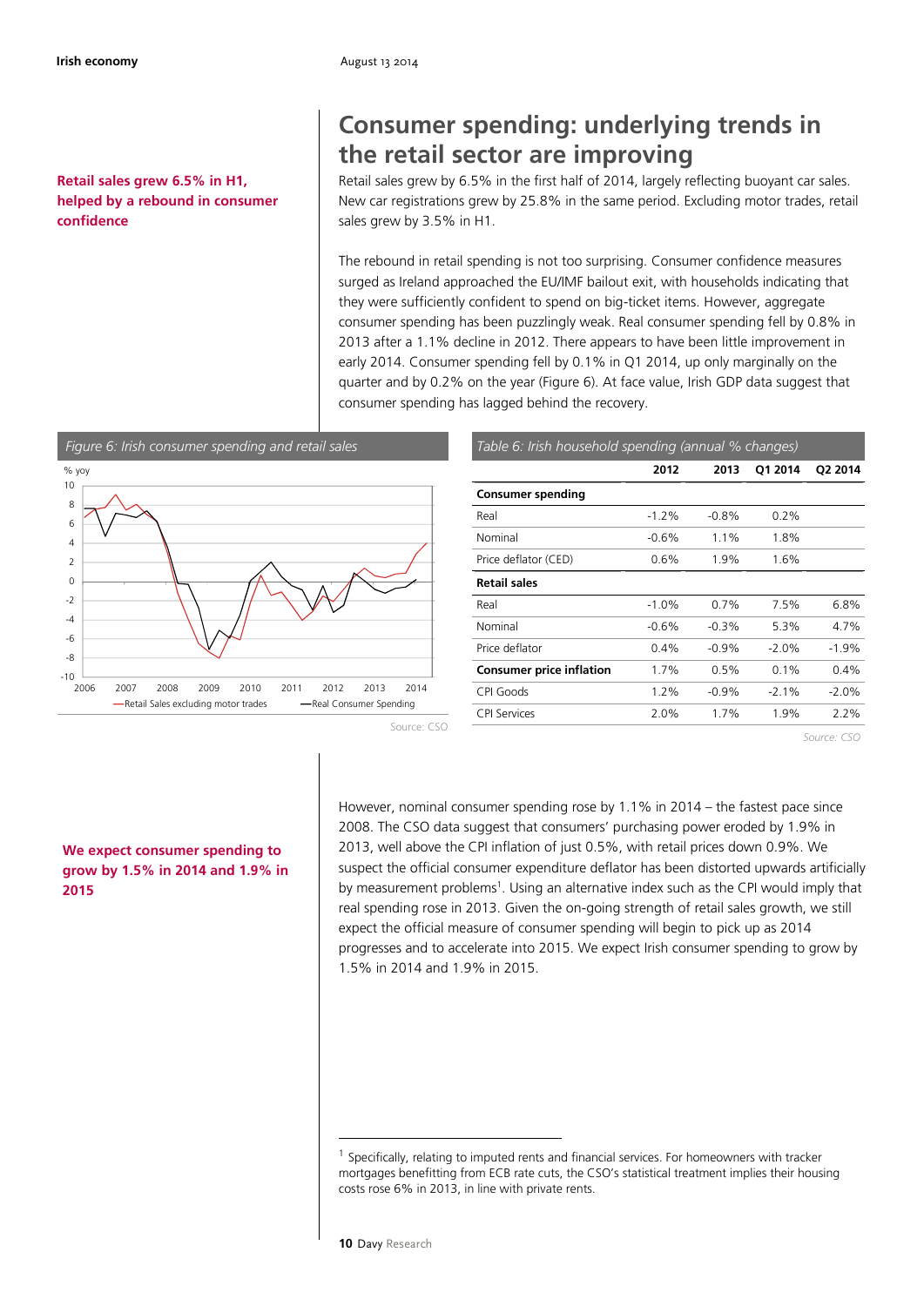# Consumer spending: underlying trends in the retail sector are improving

**Retail sales grew 6.5% in H1, helped by a rebound in consumer confidence**

Retail sales grew by 6.5% in the first half of 2014, largely reflecting buoyant car sales. New car registrations grew by 25.8% in the same period. Excluding motor trades, retail sales grew by 3.5% in H1.

The rebound in retail spending is not too surprising. Consumer confidence measures surged as Ireland approached the EU/IMF bailout exit, with households indicating that they were sufficiently confident to spend on big-ticket items. However, aggregate consumer spending has been puzzlingly weak. Real consumer spending fell by 0.8% in 2013 after a 1.1% decline in 2012. There appears to have been little improvement in early 2014. Consumer spending fell by 0.1% in Q1 2014, up only marginally on the quarter and by 0.2% on the year (Figure 6). At face value, Irish GDP data suggest that consumer spending has lagged behind the recovery.

*Figure 6: Irish consumer spending and retail sales*

Source: CSO

*Table 6: Irish household spending (annual % changes)*

| | 2012 | 2013 | Q1 2014 | Q2 2014 |
|---|---|---|---|---|
| **Consumer spending** | | | | |
| Real | -1.2% | -0.8% | 0.2% | |
| Nominal | -0.6% | 1.1% | 1.8% | |
| Price deflator (CED) | 0.6% | 1.9% | 1.6% | |
| **Retail sales** | | | | |
| Real | -1.0% | 0.7% | 7.5% | 6.8% |
| Nominal | -0.6% | -0.3% | 5.3% | 4.7% |
| Price deflator | 0.4% | -0.9% | -2.0% | -1.9% |
| **Consumer price inflation** | 1.7% | 0.5% | 0.1% | 0.4% |
| CPI Goods | 1.2% | -0.9% | -2.1% | -2.0% |
| CPI Services | 2.0% | 1.7% | 1.9% | 2.2% |

*Source: CSO*

**We expect consumer spending to grow by 1.5% in 2014 and 1.9% in 2015**

However, nominal consumer spending rose by 1.1% in 2014 – the fastest pace since 2008. The CSO data suggest that consumers' purchasing power eroded by 1.9% in 2013, well above the CPI inflation of just 0.5%, with retail prices down 0.9%. We suspect the official consumer expenditure deflator has been distorted upwards artificially by measurement problems[1]. Using an alternative index such as the CPI would imply that real spending rose in 2013. Given the on-going strength of retail sales growth, we still expect the official measure of consumer spending will begin to pick up as 2014 progresses and to accelerate into 2015. We expect Irish consumer spending to grow by 1.5% in 2014 and 1.9% in 2015.

[1] Specifically, relating to imputed rents and financial services. For homeowners with tracker mortgages benefitting from ECB rate cuts, the CSO's statistical treatment implies their housing costs rose 6% in 2013, in line with private rents.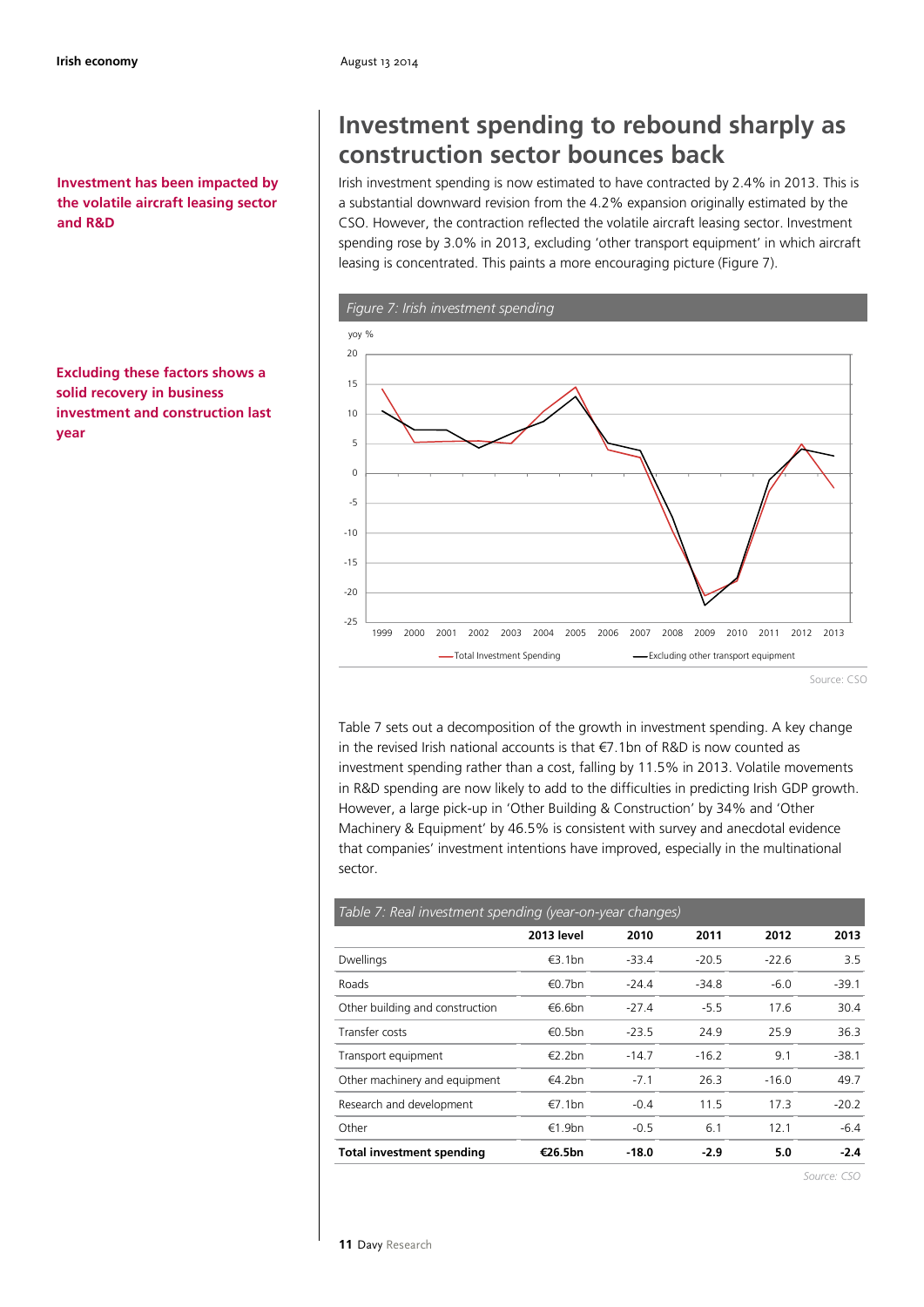**Investment has been impacted by the volatile aircraft leasing sector and R&D**

**Excluding these factors shows a solid recovery in business investment and construction last year**

## Investment spending to rebound sharply as construction sector bounces back

Irish investment spending is now estimated to have contracted by 2.4% in 2013. This is a substantial downward revision from the 4.2% expansion originally estimated by the CSO. However, the contraction reflected the volatile aircraft leasing sector. Investment spending rose by 3.0% in 2013, excluding 'other transport equipment' in which aircraft leasing is concentrated. This paints a more encouraging picture (Figure 7).

*Figure 7: Irish investment spending*

Source: CSO

Table 7 sets out a decomposition of the growth in investment spending. A key change in the revised Irish national accounts is that €7.1bn of R&D is now counted as investment spending rather than a cost, falling by 11.5% in 2013. Volatile movements in R&D spending are now likely to add to the difficulties in predicting Irish GDP growth. However, a large pick-up in 'Other Building & Construction' by 34% and 'Other Machinery & Equipment' by 46.5% is consistent with survey and anecdotal evidence that companies' investment intentions have improved, especially in the multinational sector.

*Table 7: Real investment spending (year-on-year changes)*

| | 2013 level | 2010 | 2011 | 2012 | 2013 |
|---|---|---|---|---|---|
| Dwellings | €3.1bn | -33.4 | -20.5 | -22.6 | 3.5 |
| Roads | €0.7bn | -24.4 | -34.8 | -6.0 | -39.1 |
| Other building and construction | €6.6bn | -27.4 | -5.5 | 17.6 | 30.4 |
| Transfer costs | €0.5bn | -23.5 | 24.9 | 25.9 | 36.3 |
| Transport equipment | €2.2bn | -14.7 | -16.2 | 9.1 | -38.1 |
| Other machinery and equipment | €4.2bn | -7.1 | 26.3 | -16.0 | 49.7 |
| Research and development | €7.1bn | -0.4 | 11.5 | 17.3 | -20.2 |
| Other | €1.9bn | -0.5 | 6.1 | 12.1 | -6.4 |
| **Total investment spending** | **€26.5bn** | **-18.0** | **-2.9** | **5.0** | **-2.4** |

Source: CSO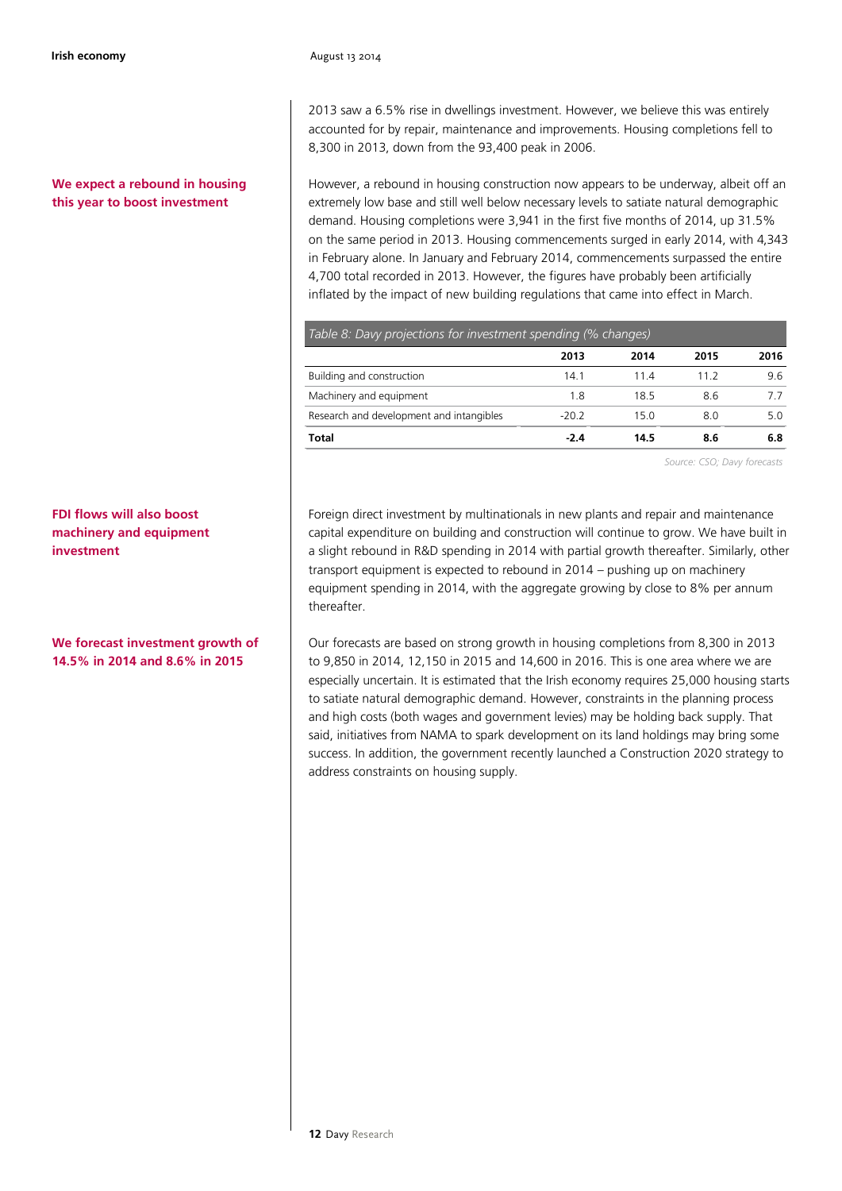2013 saw a 6.5% rise in dwellings investment. However, we believe this was entirely accounted for by repair, maintenance and improvements. Housing completions fell to 8,300 in 2013, down from the 93,400 peak in 2006.

**We expect a rebound in housing this year to boost investment**

However, a rebound in housing construction now appears to be underway, albeit off an extremely low base and still well below necessary levels to satiate natural demographic demand. Housing completions were 3,941 in the first five months of 2014, up 31.5% on the same period in 2013. Housing commencements surged in early 2014, with 4,343 in February alone. In January and February 2014, commencements surpassed the entire 4,700 total recorded in 2013. However, the figures have probably been artificially inflated by the impact of new building regulations that came into effect in March.

*Table 8: Davy projections for investment spending (% changes)*

| | 2013 | 2014 | 2015 | 2016 |
|---|---|---|---|---|
| Building and construction | 14.1 | 11.4 | 11.2 | 9.6 |
| Machinery and equipment | 1.8 | 18.5 | 8.6 | 7.7 |
| Research and development and intangibles | -20.2 | 15.0 | 8.0 | 5.0 |
| **Total** | **-2.4** | **14.5** | **8.6** | **6.8** |

*Source: CSO; Davy forecasts*

**FDI flows will also boost machinery and equipment investment**

Foreign direct investment by multinationals in new plants and repair and maintenance capital expenditure on building and construction will continue to grow. We have built in a slight rebound in R&D spending in 2014 with partial growth thereafter. Similarly, other transport equipment is expected to rebound in 2014 – pushing up on machinery equipment spending in 2014, with the aggregate growing by close to 8% per annum thereafter.

**We forecast investment growth of 14.5% in 2014 and 8.6% in 2015**

Our forecasts are based on strong growth in housing completions from 8,300 in 2013 to 9,850 in 2014, 12,150 in 2015 and 14,600 in 2016. This is one area where we are especially uncertain. It is estimated that the Irish economy requires 25,000 housing starts to satiate natural demographic demand. However, constraints in the planning process and high costs (both wages and government levies) may be holding back supply. That said, initiatives from NAMA to spark development on its land holdings may bring some success. In addition, the government recently launched a Construction 2020 strategy to address constraints on housing supply.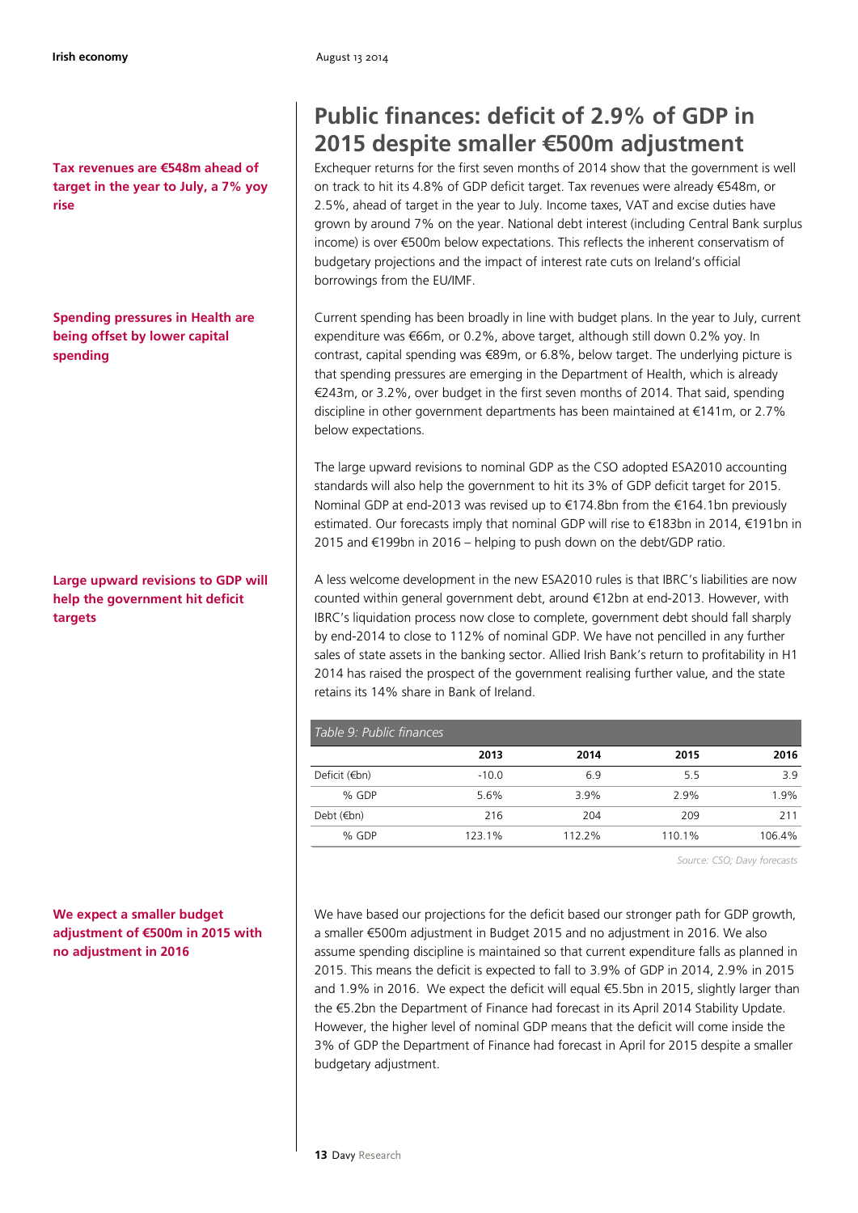# Public finances: deficit of 2.9% of GDP in 2015 despite smaller €500m adjustment

**Tax revenues are €548m ahead of target in the year to July, a 7% yoy rise**

Exchequer returns for the first seven months of 2014 show that the government is well on track to hit its 4.8% of GDP deficit target. Tax revenues were already €548m, or 2.5%, ahead of target in the year to July. Income taxes, VAT and excise duties have grown by around 7% on the year. National debt interest (including Central Bank surplus income) is over €500m below expectations. This reflects the inherent conservatism of budgetary projections and the impact of interest rate cuts on Ireland's official borrowings from the EU/IMF.

**Spending pressures in Health are being offset by lower capital spending**

Current spending has been broadly in line with budget plans. In the year to July, current expenditure was €66m, or 0.2%, above target, although still down 0.2% yoy. In contrast, capital spending was €89m, or 6.8%, below target. The underlying picture is that spending pressures are emerging in the Department of Health, which is already €243m, or 3.2%, over budget in the first seven months of 2014. That said, spending discipline in other government departments has been maintained at €141m, or 2.7% below expectations.

The large upward revisions to nominal GDP as the CSO adopted ESA2010 accounting standards will also help the government to hit its 3% of GDP deficit target for 2015. Nominal GDP at end-2013 was revised up to €174.8bn from the €164.1bn previously estimated. Our forecasts imply that nominal GDP will rise to €183bn in 2014, €191bn in 2015 and €199bn in 2016 – helping to push down on the debt/GDP ratio.

**Large upward revisions to GDP will help the government hit deficit targets**

A less welcome development in the new ESA2010 rules is that IBRC's liabilities are now counted within general government debt, around €12bn at end-2013. However, with IBRC's liquidation process now close to complete, government debt should fall sharply by end-2014 to close to 112% of nominal GDP. We have not pencilled in any further sales of state assets in the banking sector. Allied Irish Bank's return to profitability in H1 2014 has raised the prospect of the government realising further value, and the state retains its 14% share in Bank of Ireland.

*Table 9: Public finances*

| | 2013 | 2014 | 2015 | 2016 |
|---|---|---|---|---|
| Deficit (€bn) | -10.0 | 6.9 | 5.5 | 3.9 |
| % GDP | 5.6% | 3.9% | 2.9% | 1.9% |
| Debt (€bn) | 216 | 204 | 209 | 211 |
| % GDP | 123.1% | 112.2% | 110.1% | 106.4% |

*Source: CSO; Davy forecasts*

**We expect a smaller budget adjustment of €500m in 2015 with no adjustment in 2016**

We have based our projections for the deficit based our stronger path for GDP growth, a smaller €500m adjustment in Budget 2015 and no adjustment in 2016. We also assume spending discipline is maintained so that current expenditure falls as planned in 2015. This means the deficit is expected to fall to 3.9% of GDP in 2014, 2.9% in 2015 and 1.9% in 2016. We expect the deficit will equal €5.5bn in 2015, slightly larger than the €5.2bn the Department of Finance had forecast in its April 2014 Stability Update. However, the higher level of nominal GDP means that the deficit will come inside the 3% of GDP the Department of Finance had forecast in April for 2015 despite a smaller budgetary adjustment.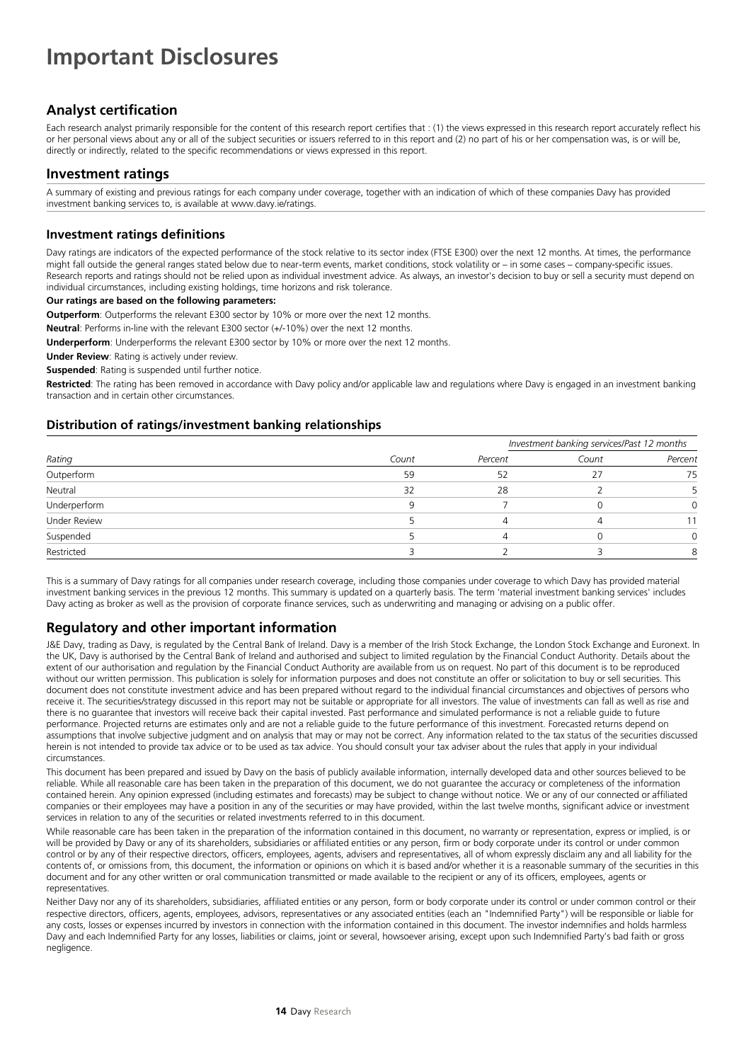# Important Disclosures

## Analyst certification

Each research analyst primarily responsible for the content of this research report certifies that : (1) the views expressed in this research report accurately reflect his or her personal views about any or all of the subject securities or issuers referred to in this report and (2) no part of his or her compensation was, is or will be, directly or indirectly, related to the specific recommendations or views expressed in this report.

## Investment ratings

A summary of existing and previous ratings for each company under coverage, together with an indication of which of these companies Davy has provided investment banking services to, is available at www.davy.ie/ratings.

### Investment ratings definitions

Davy ratings are indicators of the expected performance of the stock relative to its sector index (FTSE E300) over the next 12 months. At times, the performance might fall outside the general ranges stated below due to near-term events, market conditions, stock volatility or – in some cases – company-specific issues. Research reports and ratings should not be relied upon as individual investment advice. As always, an investor's decision to buy or sell a security must depend on individual circumstances, including existing holdings, time horizons and risk tolerance.

**Our ratings are based on the following parameters:**

**Outperform**: Outperforms the relevant E300 sector by 10% or more over the next 12 months.

**Neutral**: Performs in-line with the relevant E300 sector (+/-10%) over the next 12 months.

**Underperform**: Underperforms the relevant E300 sector by 10% or more over the next 12 months.

**Under Review**: Rating is actively under review.

**Suspended**: Rating is suspended until further notice.

**Restricted**: The rating has been removed in accordance with Davy policy and/or applicable law and regulations where Davy is engaged in an investment banking transaction and in certain other circumstances.

### Distribution of ratings/investment banking relationships

| | | | *Investment banking services/Past 12 months* | |
|---|---|---|---|---|
| *Rating* | *Count* | *Percent* | *Count* | *Percent* |
| Outperform | 59 | 52 | 27 | 75 |
| Neutral | 32 | 28 | 2 | 5 |
| Underperform | 9 | 7 | 0 | 0 |
| Under Review | 5 | 4 | 4 | 11 |
| Suspended | 5 | 4 | 0 | 0 |
| Restricted | 3 | 2 | 3 | 8 |

This is a summary of Davy ratings for all companies under research coverage, including those companies under coverage to which Davy has provided material investment banking services in the previous 12 months. This summary is updated on a quarterly basis. The term 'material investment banking services' includes Davy acting as broker as well as the provision of corporate finance services, such as underwriting and managing or advising on a public offer.

## Regulatory and other important information

J&E Davy, trading as Davy, is regulated by the Central Bank of Ireland. Davy is a member of the Irish Stock Exchange, the London Stock Exchange and Euronext. In the UK, Davy is authorised by the Central Bank of Ireland and authorised and subject to limited regulation by the Financial Conduct Authority. Details about the extent of our authorisation and regulation by the Financial Conduct Authority are available from us on request. No part of this document is to be reproduced without our written permission. This publication is solely for information purposes and does not constitute an offer or solicitation to buy or sell securities. This document does not constitute investment advice and has been prepared without regard to the individual financial circumstances and objectives of persons who receive it. The securities/strategy discussed in this report may not be suitable or appropriate for all investors. The value of investments can fall as well as rise and there is no guarantee that investors will receive back their capital invested. Past performance and simulated performance is not a reliable guide to future performance. Projected returns are estimates only and are not a reliable guide to the future performance of this investment. Forecasted returns depend on assumptions that involve subjective judgment and on analysis that may or may not be correct. Any information related to the tax status of the securities discussed herein is not intended to provide tax advice or to be used as tax advice. You should consult your tax adviser about the rules that apply in your individual circumstances.

This document has been prepared and issued by Davy on the basis of publicly available information, internally developed data and other sources believed to be reliable. While all reasonable care has been taken in the preparation of this document, we do not guarantee the accuracy or completeness of the information contained herein. Any opinion expressed (including estimates and forecasts) may be subject to change without notice. We or any of our connected or affiliated companies or their employees may have a position in any of the securities or may have provided, within the last twelve months, significant advice or investment services in relation to any of the securities or related investments referred to in this document.

While reasonable care has been taken in the preparation of the information contained in this document, no warranty or representation, express or implied, is or will be provided by Davy or any of its shareholders, subsidiaries or affiliated entities or any person, firm or body corporate under its control or under common control or by any of their respective directors, officers, employees, agents, advisers and representatives, all of whom expressly disclaim any and all liability for the contents of, or omissions from, this document, the information or opinions on which it is based and/or whether it is a reasonable summary of the securities in this document and for any other written or oral communication transmitted or made available to the recipient or any of its officers, employees, agents or representatives.

Neither Davy nor any of its shareholders, subsidiaries, affiliated entities or any person, form or body corporate under its control or under common control or their respective directors, officers, agents, employees, advisors, representatives or any associated entities (each an "Indemnified Party") will be responsible or liable for any costs, losses or expenses incurred by investors in connection with the information contained in this document. The investor indemnifies and holds harmless Davy and each Indemnified Party for any losses, liabilities or claims, joint or several, howsoever arising, except upon such Indemnified Party's bad faith or gross negligence.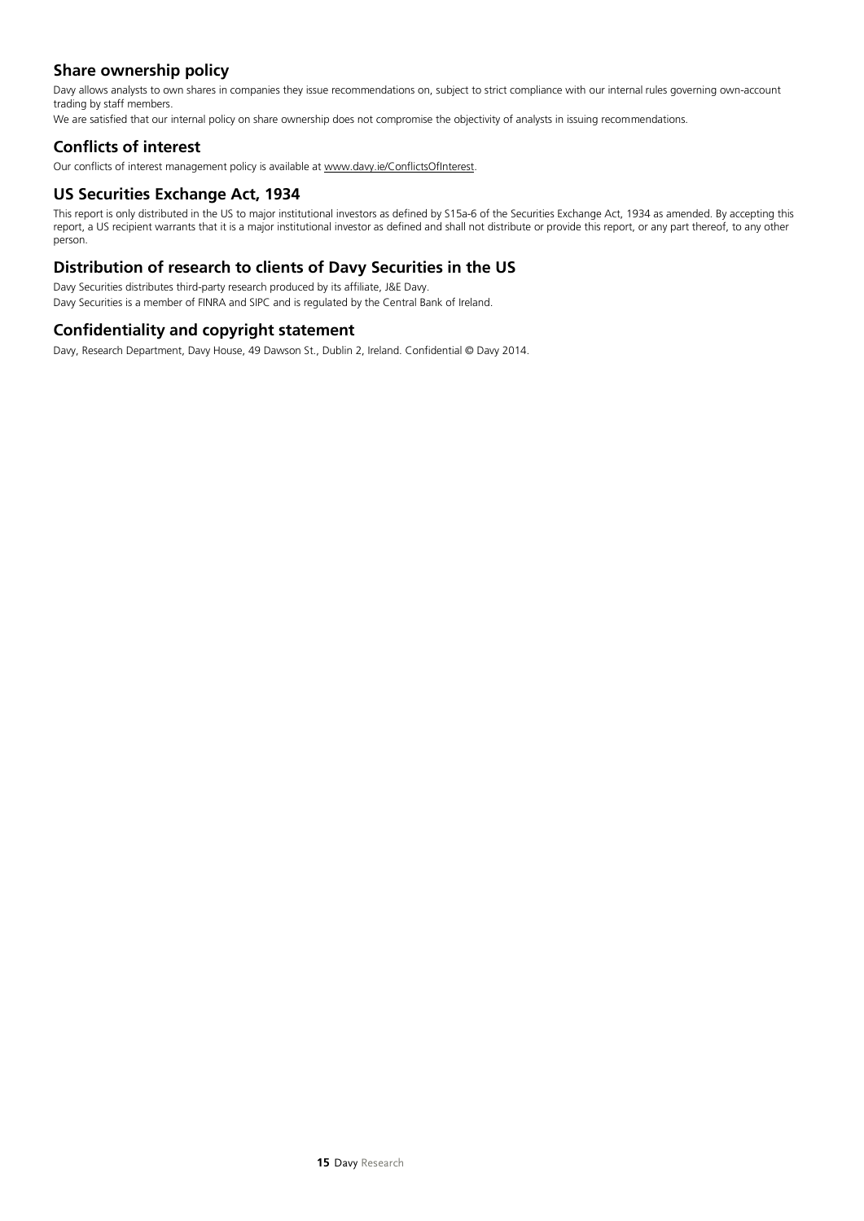## Share ownership policy

Davy allows analysts to own shares in companies they issue recommendations on, subject to strict compliance with our internal rules governing own-account trading by staff members.

We are satisfied that our internal policy on share ownership does not compromise the objectivity of analysts in issuing recommendations.

## Conflicts of interest

Our conflicts of interest management policy is available at www.davy.ie/ConflictsOfInterest.

## US Securities Exchange Act, 1934

This report is only distributed in the US to major institutional investors as defined by S15a-6 of the Securities Exchange Act, 1934 as amended. By accepting this report, a US recipient warrants that it is a major institutional investor as defined and shall not distribute or provide this report, or any part thereof, to any other person.

## Distribution of research to clients of Davy Securities in the US

Davy Securities distributes third-party research produced by its affiliate, J&E Davy.

Davy Securities is a member of FINRA and SIPC and is regulated by the Central Bank of Ireland.

## Confidentiality and copyright statement

Davy, Research Department, Davy House, 49 Dawson St., Dublin 2, Ireland. Confidential © Davy 2014.